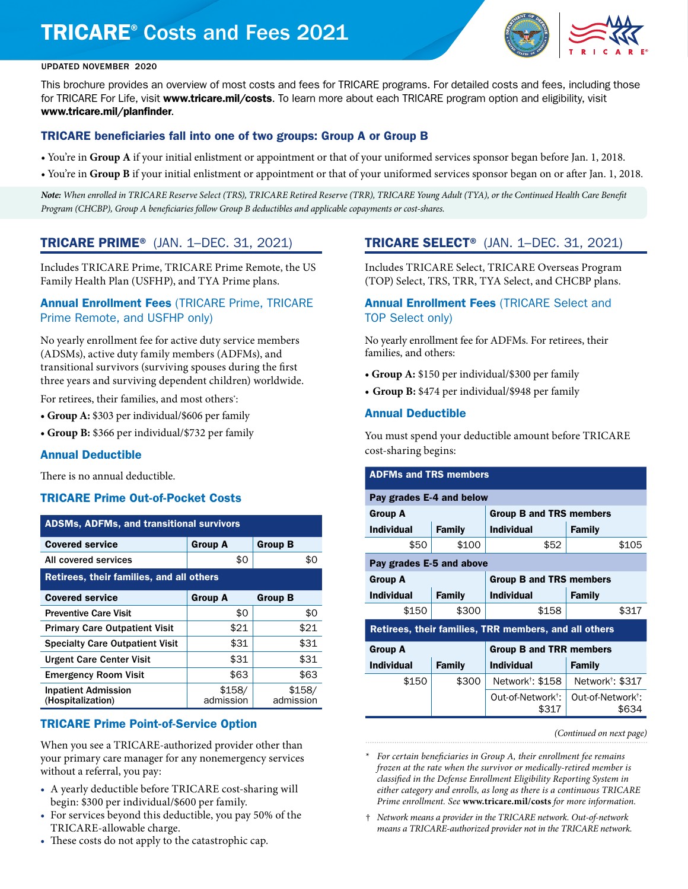# TRICARE® Costs and Fees 2021

UPDATED NOVEMBER 2020

This brochure provides an overview of most costs and fees for TRICARE programs. For detailed costs and fees, including those for TRICARE For Life, visit **www.tricare.mil/costs**. To learn more about each TRICARE program option and eligibility, visit **www.tricare.mil/planfinder**.

### TRICARE beneficiaries fall into one of two groups: Group A or Group B

- You're in **Group A** if your initial enlistment or appointment or that of your uniformed services sponsor began before Jan. 1, 2018.
- You're in **Group B** if your initial enlistment or appointment or that of your uniformed services sponsor began on or after Jan. 1, 2018.

***Note:*** *When enrolled in TRICARE Reserve Select (TRS), TRICARE Retired Reserve (TRR), TRICARE Young Adult (TYA), or the Continued Health Care Benefit Program (CHCBP), Group A beneficiaries follow Group B deductibles and applicable copayments or cost-shares.*

## TRICARE PRIME® (JAN. 1–DEC. 31, 2021)

Includes TRICARE Prime, TRICARE Prime Remote, the US Family Health Plan (USFHP), and TYA Prime plans.

### Annual Enrollment Fees (TRICARE Prime, TRICARE Prime Remote, and USFHP only)

No yearly enrollment fee for active duty service members (ADSMs), active duty family members (ADFMs), and transitional survivors (surviving spouses during the first three years and surviving dependent children) worldwide.

For retirees, their families, and most others*:

- **Group A:** $303 per individual/$606 per family
- **Group B:** $366 per individual/$732 per family

### Annual Deductible

There is no annual deductible.

### TRICARE Prime Out-of-Pocket Costs

| ADSMs, ADFMs, and transitional survivors | | |
|---|---|---|
| **Covered service** | **Group A** | **Group B** |
| All covered services | $0 | $0 |
| **Retirees, their families, and all others** | | |
| **Covered service** | **Group A** | **Group B** |
| Preventive Care Visit | $0 | $0 |
| Primary Care Outpatient Visit | $21 | $21 |
| Specialty Care Outpatient Visit | $31 | $31 |
| Urgent Care Center Visit | $31 | $31 |
| Emergency Room Visit | $63 | $63 |
| Inpatient Admission (Hospitalization) | $158/ admission | $158/ admission |

### TRICARE Prime Point-of-Service Option

When you see a TRICARE-authorized provider other than your primary care manager for any nonemergency services without a referral, you pay:

- A yearly deductible before TRICARE cost-sharing will begin: $300 per individual/$600 per family.
- For services beyond this deductible, you pay 50% of the TRICARE-allowable charge.
- These costs do not apply to the catastrophic cap.

## TRICARE SELECT® (JAN. 1–DEC. 31, 2021)

Includes TRICARE Select, TRICARE Overseas Program (TOP) Select, TRS, TRR, TYA Select, and CHCBP plans.

### Annual Enrollment Fees (TRICARE Select and TOP Select only)

No yearly enrollment fee for ADFMs. For retirees, their families, and others:

- **Group A:** $150 per individual/$300 per family
- **Group B:** $474 per individual/$948 per family

### Annual Deductible

You must spend your deductible amount before TRICARE cost-sharing begins:

| ADFMs and TRS members | | | |
|---|---|---|---|
| **Pay grades E-4 and below** | | | |
| **Group A** | | **Group B and TRS members** | |
| **Individual** | **Family** | **Individual** | **Family** |
| $50 | $100 | $52 | $105 |
| **Pay grades E-5 and above** | | | |
| **Group A** | | **Group B and TRS members** | |
| **Individual** | **Family** | **Individual** | **Family** |
| $150 | $300 | $158 | $317 |
| **Retirees, their families, TRR members, and all others** | | | |
| **Group A** | | **Group B and TRR members** | |
| **Individual** | **Family** | **Individual** | **Family** |
| $150 | $300 | Network†: $158 | Network†: $317 |
| | | Out-of-Network†: $317 | Out-of-Network†: $634 |

*(Continued on next page)*

\* *For certain beneficiaries in Group A, their enrollment fee remains frozen at the rate when the survivor or medically-retired member is classified in the Defense Enrollment Eligibility Reporting System in either category and enrolls, as long as there is a continuous TRICARE Prime enrollment. See* **www.tricare.mil/costs** *for more information.*

† *Network means a provider in the TRICARE network. Out-of-network means a TRICARE-authorized provider not in the TRICARE network.*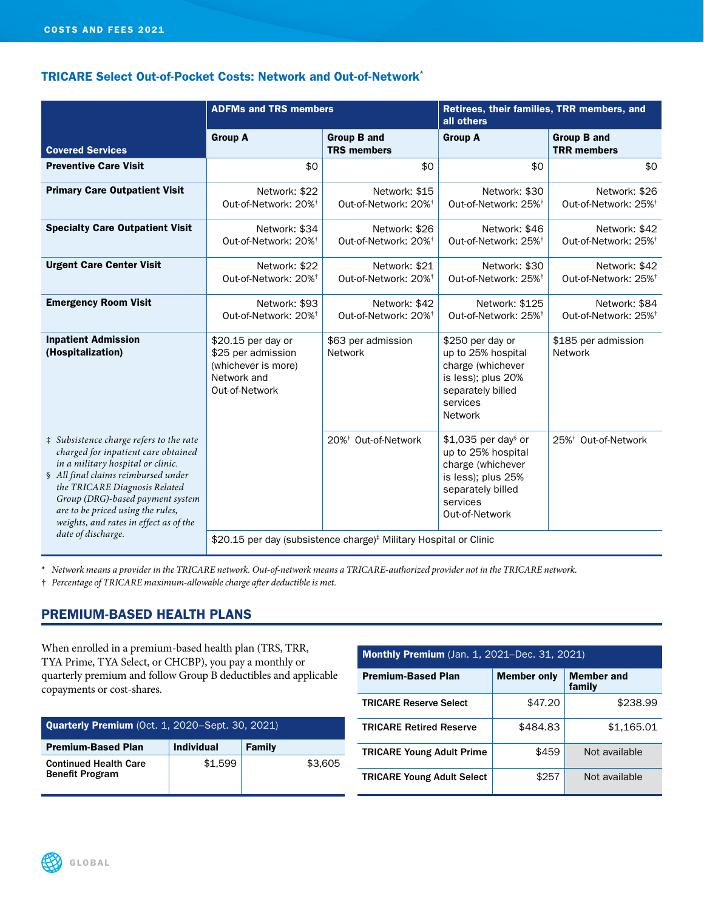## TRICARE Select Out-of-Pocket Costs: Network and Out-of-Network*

| Covered Services | ADFMs and TRS members | | Retirees, their families, TRR members, and all others | |
|---|---|---|---|---|
| | Group A | Group B and TRS members | Group A | Group B and TRR members |
| **Preventive Care Visit** | $0 | $0 | $0 | $0 |
| **Primary Care Outpatient Visit** | Network: $22 Out-of-Network: 20%† | Network: $15 Out-of-Network: 20%† | Network: $30 Out-of-Network: 25%† | Network: $26 Out-of-Network: 25%† |
| **Specialty Care Outpatient Visit** | Network: $34 Out-of-Network: 20%† | Network: $26 Out-of-Network: 20%† | Network: $46 Out-of-Network: 25%† | Network: $42 Out-of-Network: 25%† |
| **Urgent Care Center Visit** | Network: $22 Out-of-Network: 20%† | Network: $21 Out-of-Network: 20%† | Network: $30 Out-of-Network: 25%† | Network: $42 Out-of-Network: 25%† |
| **Emergency Room Visit** | Network: $93 Out-of-Network: 20%† | Network: $42 Out-of-Network: 20%† | Network: $125 Out-of-Network: 25%† | Network: $84 Out-of-Network: 25%† |
| **Inpatient Admission (Hospitalization)** | $20.15 per day or $25 per admission (whichever is more) Network and Out-of-Network | $63 per admission Network | $250 per day or up to 25% hospital charge (whichever is less); plus 20% separately billed services Network | $185 per admission Network |
| | | 20%† Out-of-Network | $1,035 per day§ or up to 25% hospital charge (whichever is less); plus 25% separately billed services Out-of-Network | 25%† Out-of-Network |
| | $20.15 per day (subsistence charge)‡ Military Hospital or Clinic | | | |

‡ *Subsistence charge refers to the rate charged for inpatient care obtained in a military hospital or clinic.*

§ *All final claims reimbursed under the TRICARE Diagnosis Related Group (DRG)-based payment system are to be priced using the rules, weights, and rates in effect as of the date of discharge.*

\* *Network means a provider in the TRICARE network. Out-of-network means a TRICARE-authorized provider not in the TRICARE network.*

† *Percentage of TRICARE maximum-allowable charge after deductible is met.*

## PREMIUM-BASED HEALTH PLANS

When enrolled in a premium-based health plan (TRS, TRR, TYA Prime, TYA Select, or CHCBP), you pay a monthly or quarterly premium and follow Group B deductibles and applicable copayments or cost-shares.

**Quarterly Premium** (Oct. 1, 2020–Sept. 30, 2021)

| Premium-Based Plan | Individual | Family |
|---|---|---|
| **Continued Health Care Benefit Program** | $1,599 | $3,605 |

**Monthly Premium** (Jan. 1, 2021–Dec. 31, 2021)

| Premium-Based Plan | Member only | Member and family |
|---|---|---|
| **TRICARE Reserve Select** | $47.20 | $238.99 |
| **TRICARE Retired Reserve** | $484.83 | $1,165.01 |
| **TRICARE Young Adult Prime** | $459 | Not available |
| **TRICARE Young Adult Select** | $257 | Not available |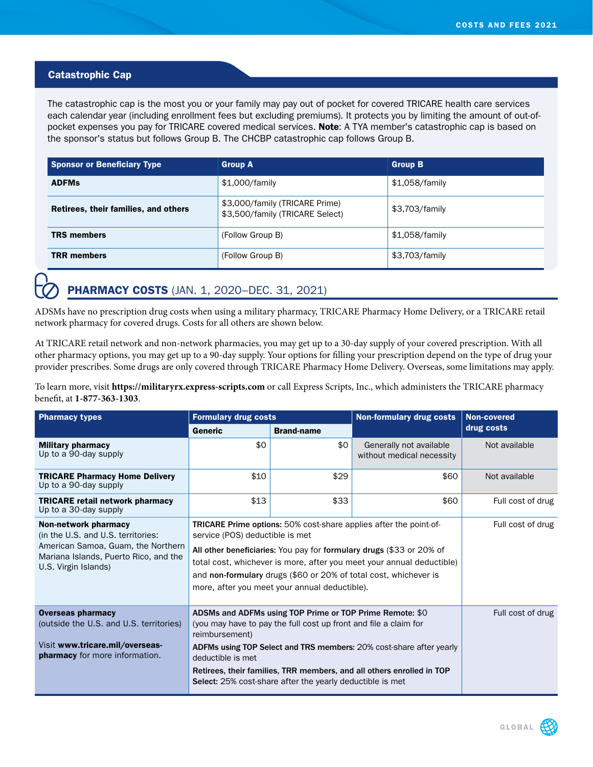## Catastrophic Cap

The catastrophic cap is the most you or your family may pay out of pocket for covered TRICARE health care services each calendar year (including enrollment fees but excluding premiums). It protects you by limiting the amount of out-of-pocket expenses you pay for TRICARE covered medical services. **Note**: A TYA member's catastrophic cap is based on the sponsor's status but follows Group B. The CHCBP catastrophic cap follows Group B.

| Sponsor or Beneficiary Type | Group A | Group B |
|---|---|---|
| **ADFMs** | $1,000/family | $1,058/family |
| **Retirees, their families, and others** | $3,000/family (TRICARE Prime)<br>$3,500/family (TRICARE Select) | $3,703/family |
| **TRS members** | (Follow Group B) | $1,058/family |
| **TRR members** | (Follow Group B) | $3,703/family |

## PHARMACY COSTS (JAN. 1, 2020–DEC. 31, 2021)

ADSMs have no prescription drug costs when using a military pharmacy, TRICARE Pharmacy Home Delivery, or a TRICARE retail network pharmacy for covered drugs. Costs for all others are shown below.

At TRICARE retail network and non-network pharmacies, you may get up to a 30-day supply of your covered prescription. With all other pharmacy options, you may get up to a 90-day supply. Your options for filling your prescription depend on the type of drug your provider prescribes. Some drugs are only covered through TRICARE Pharmacy Home Delivery. Overseas, some limitations may apply.

To learn more, visit **https://militaryrx.express-scripts.com** or call Express Scripts, Inc., which administers the TRICARE pharmacy benefit, at **1-877-363-1303**.

| Pharmacy types | Formulary drug costs | | Non-formulary drug costs | Non-covered drug costs |
|---|---|---|---|---|
| | **Generic** | **Brand-name** | | |
| **Military pharmacy**<br>Up to a 90-day supply | $0 | $0 | Generally not available without medical necessity | Not available |
| **TRICARE Pharmacy Home Delivery**<br>Up to a 90-day supply | $10 | $29 | $60 | Not available |
| **TRICARE retail network pharmacy**<br>Up to a 30-day supply | $13 | $33 | $60 | Full cost of drug |
| **Non-network pharmacy**<br>(in the U.S. and U.S. territories: American Samoa, Guam, the Northern Mariana Islands, Puerto Rico, and the U.S. Virgin Islands) | **TRICARE Prime options:** 50% cost-share applies after the point-of-service (POS) deductible is met<br>**All other beneficiaries:** You pay for **formulary drugs** ($33 or 20% of total cost, whichever is more, after you meet your annual deductible) and **non-formulary** drugs ($60 or 20% of total cost, whichever is more, after you meet your annual deductible). | | | Full cost of drug |
| **Overseas pharmacy**<br>(outside the U.S. and U.S. territories)<br>Visit **www.tricare.mil/overseas-pharmacy** for more information. | **ADSMs and ADFMs using TOP Prime or TOP Prime Remote:** $0 (you may have to pay the full cost up front and file a claim for reimbursement)<br>**ADFMs using TOP Select and TRS members:** 20% cost-share after yearly deductible is met<br>**Retirees, their families, TRR members, and all others enrolled in TOP Select:** 25% cost-share after the yearly deductible is met | | | Full cost of drug |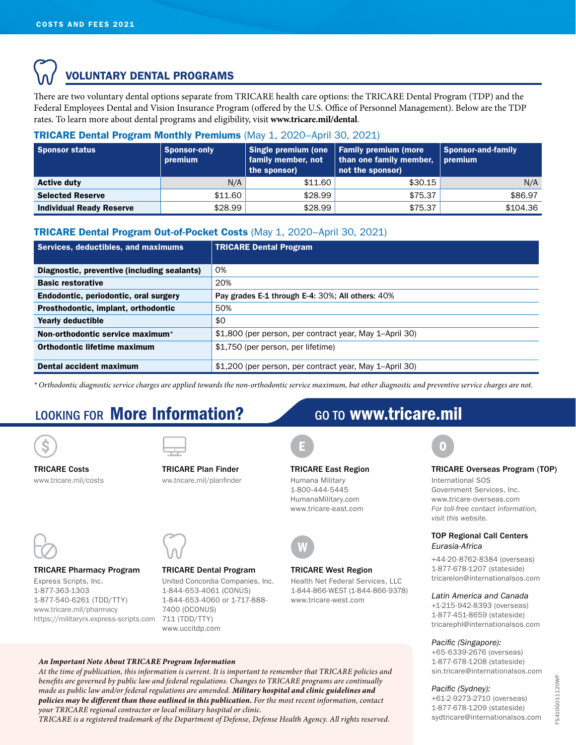## VOLUNTARY DENTAL PROGRAMS

There are two voluntary dental options separate from TRICARE health care options: the TRICARE Dental Program (TDP) and the Federal Employees Dental and Vision Insurance Program (offered by the U.S. Office of Personnel Management). Below are the TDP rates. To learn more about dental programs and eligibility, visit **www.tricare.mil/dental**.

### TRICARE Dental Program Monthly Premiums (May 1, 2020–April 30, 2021)

| Sponsor status | Sponsor-only premium | Single premium (one family member, not the sponsor) | Family premium (more than one family member, not the sponsor) | Sponsor-and-family premium |
|---|---|---|---|---|
| **Active duty** | N/A | $11.60 | $30.15 | N/A |
| **Selected Reserve** | $11.60 | $28.99 | $75.37 | $86.97 |
| **Individual Ready Reserve** | $28.99 | $28.99 | $75.37 | $104.36 |

### TRICARE Dental Program Out-of-Pocket Costs (May 1, 2020–April 30, 2021)

| Services, deductibles, and maximums | TRICARE Dental Program |
|---|---|
| **Diagnostic, preventive (including sealants)** | 0% |
| **Basic restorative** | 20% |
| **Endodontic, periodontic, oral surgery** | Pay grades E-1 through E-4: 30%; All others: 40% |
| **Prosthodontic, implant, orthodontic** | 50% |
| **Yearly deductible** | $0 |
| **Non-orthodontic service maximum*** | $1,800 (per person, per contract year, May 1–April 30) |
| **Orthodontic lifetime maximum** | $1,750 (per person, per lifetime) |
| **Dental accident maximum** | $1,200 (per person, per contract year, May 1–April 30) |

*\* Orthodontic diagnostic service charges are applied towards the non-orthodontic service maximum, but other diagnostic and preventive service charges are not.*

## LOOKING FOR More Information? GO TO www.tricare.mil

**TRICARE Costs**
www.tricare.mil/costs

**TRICARE Plan Finder**
ww.tricare.mil/planfinder

**TRICARE East Region**
Humana Military
1-800-444-5445
HumanaMilitary.com
www.tricare-east.com

**TRICARE Overseas Program (TOP)**
International SOS
Government Services, Inc.
www.tricare-overseas.com
*For toll-free contact information, visit this website.*

**TOP Regional Call Centers**

*Eurasia-Africa*
+44-20-8762-8384 (overseas)
1-877-678-1207 (stateside)
tricarelon@internationalsos.com

*Latin America and Canada*
+1-215-942-8393 (overseas)
1-877-451-8659 (stateside)
tricarephl@internationalsos.com

*Pacific (Singapore):*
+65-6339-2676 (overseas)
1-877-678-1208 (stateside)
sin.tricare@internationalsos.com

*Pacific (Sydney):*
+61-2-9273-2710 (overseas)
1-877-678-1209 (stateside)
sydtricare@internationalsos.com

**TRICARE Pharmacy Program**
Express Scripts, Inc.
1-877-363-1303
1-877-540-6261 (TDD/TTY)
www.tricare.mil/pharmacy
https://militaryrx.express-scripts.com

**TRICARE Dental Program**
United Concordia Companies, Inc.
1-844-653-4061 (CONUS)
1-844-653-4060 or 1-717-888-7400 (OCONUS)
711 (TDD/TTY)
www.uccitdp.com

**TRICARE West Region**
Health Net Federal Services, LLC
1-844-866-WEST (1-844-866-9378)
www.tricare-west.com

***An Important Note About TRICARE Program Information***

*At the time of publication, this information is current. It is important to remember that TRICARE policies and benefits are governed by public law and federal regulations. Changes to TRICARE programs are continually made as public law and/or federal regulations are amended.* ***Military hospital and clinic guidelines and policies may be different than those outlined in this publication.*** *For the most recent information, contact your TRICARE regional contractor or local military hospital or clinic.*

*TRICARE is a registered trademark of the Department of Defense, Defense Health Agency. All rights reserved.*

FS410G011120WP